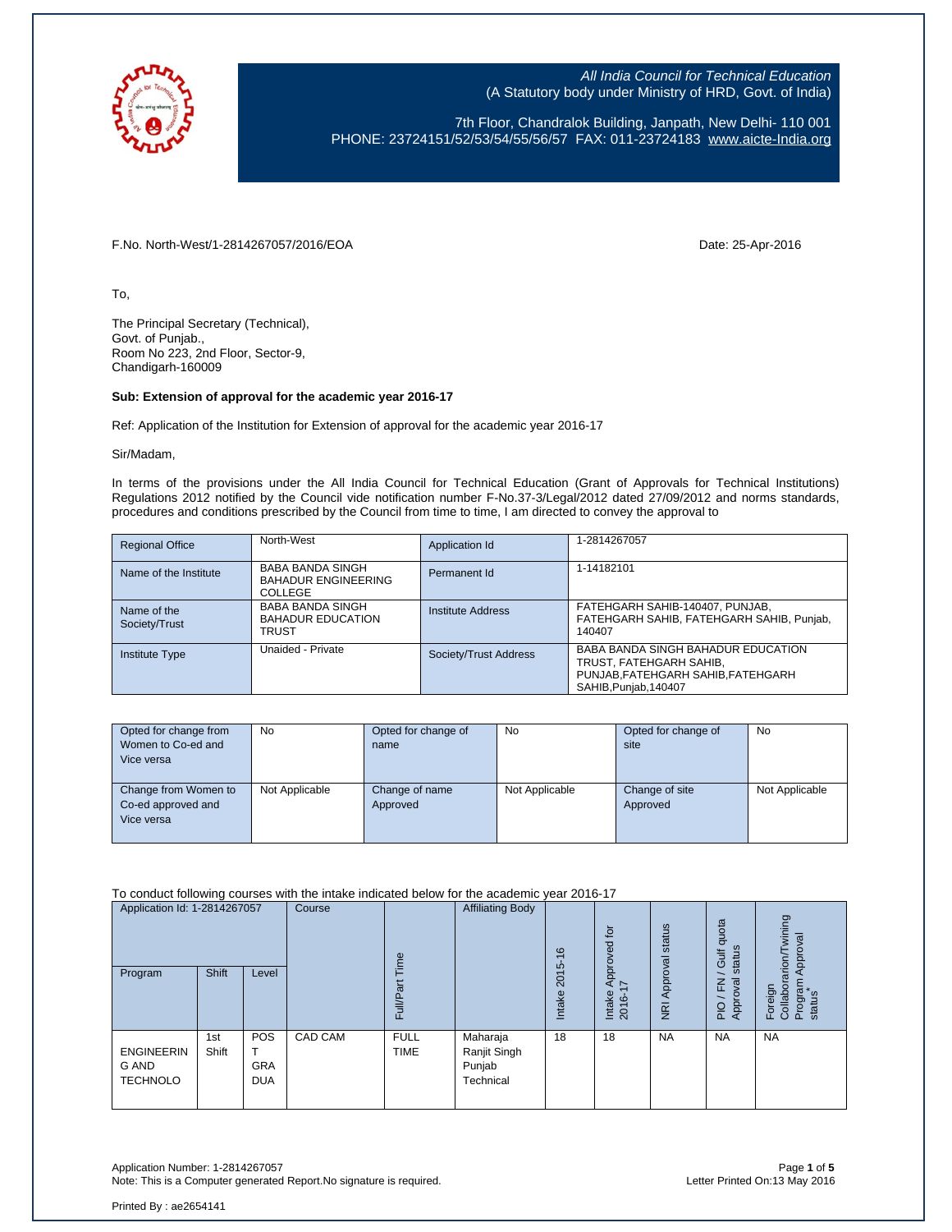*All India Council for Technical Education*
(A Statutory body under Ministry of HRD, Govt. of India)

7th Floor, Chandralok Building, Janpath, New Delhi- 110 001
PHONE: 23724151/52/53/54/55/56/57 FAX: 011-23724183 www.aicte-India.org

F.No. North-West/1-2814267057/2016/EOA

Date: 25-Apr-2016

To,

The Principal Secretary (Technical),
Govt. of Punjab.,
Room No 223, 2nd Floor, Sector-9,
Chandigarh-160009

**Sub: Extension of approval for the academic year 2016-17**

Ref: Application of the Institution for Extension of approval for the academic year 2016-17

Sir/Madam,

In terms of the provisions under the All India Council for Technical Education (Grant of Approvals for Technical Institutions) Regulations 2012 notified by the Council vide notification number F-No.37-3/Legal/2012 dated 27/09/2012 and norms standards, procedures and conditions prescribed by the Council from time to time, I am directed to convey the approval to

| Regional Office | North-West | Application Id | 1-2814267057 |
|---|---|---|---|
| Name of the Institute | BABA BANDA SINGH BAHADUR ENGINEERING COLLEGE | Permanent Id | 1-14182101 |
| Name of the Society/Trust | BABA BANDA SINGH BAHADUR EDUCATION TRUST | Institute Address | FATEHGARH SAHIB-140407, PUNJAB, FATEHGARH SAHIB, FATEHGARH SAHIB, Punjab, 140407 |
| Institute Type | Unaided - Private | Society/Trust Address | BABA BANDA SINGH BAHADUR EDUCATION TRUST, FATEHGARH SAHIB, PUNJAB,FATEHGARH SAHIB,FATEHGARH SAHIB,Punjab,140407 |

| Opted for change from Women to Co-ed and Vice versa | No | Opted for change of name | No | Opted for change of site | No |
|---|---|---|---|---|---|
| Change from Women to Co-ed approved and Vice versa | Not Applicable | Change of name Approved | Not Applicable | Change of site Approved | Not Applicable |

To conduct following courses with the intake indicated below for the academic year 2016-17

| Application Id: 1-2814267057 | | | Course | Full/Part Time | Affiliating Body | Intake 2015-16 | Intake Approved for 2016-17 | NRI Approval status | PIO / FN / Gulf quota Approval status | Foreign Collaboration/Twining Program Approval status* |
|---|---|---|---|---|---|---|---|---|---|---|
| Program | Shift | Level | | | | | | | | |
| ENGINEERING AND TECHNOLO | 1st Shift | POST GRADUA | CAD CAM | FULL TIME | Maharaja Ranjit Singh Punjab Technical | 18 | 18 | NA | NA | NA |

Application Number: 1-2814267057
Note: This is a Computer generated Report.No signature is required.

Letter Printed On:13 May 2016

Printed By : ae2654141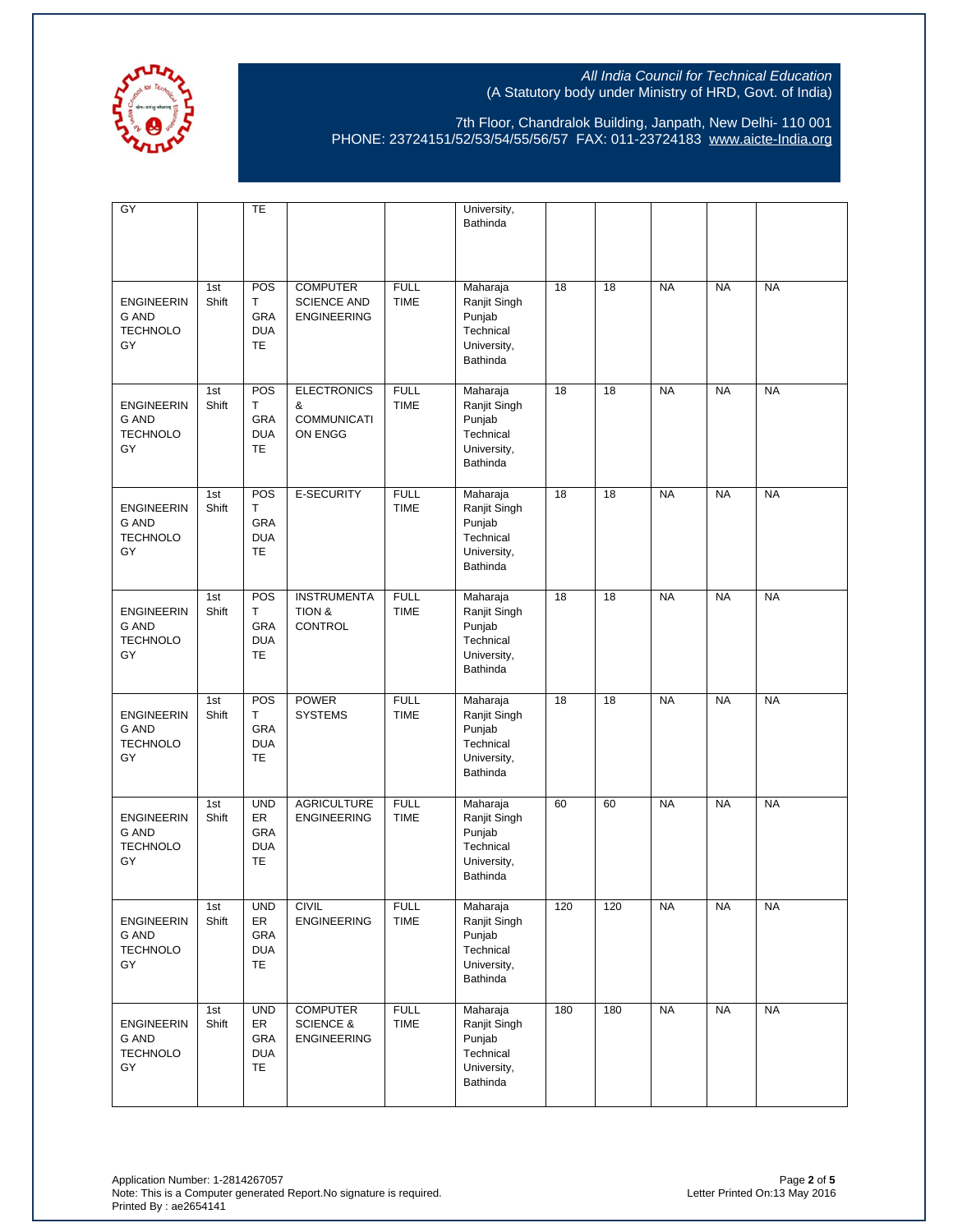| | | | | | | | | | | |
|---|---|---|---|---|---|---|---|---|---|---|
| GY | | TE | | | University, Bathinda | | | | | |
| ENGINEERING AND TECHNOLOGY | 1st Shift | POST GRADUATE | COMPUTER SCIENCE AND ENGINEERING | FULL TIME | Maharaja Ranjit Singh Punjab Technical University, Bathinda | 18 | 18 | NA | NA | NA |
| ENGINEERING AND TECHNOLOGY | 1st Shift | POST GRADUATE | ELECTRONICS & COMMUNICATION ENGG | FULL TIME | Maharaja Ranjit Singh Punjab Technical University, Bathinda | 18 | 18 | NA | NA | NA |
| ENGINEERING AND TECHNOLOGY | 1st Shift | POST GRADUATE | E-SECURITY | FULL TIME | Maharaja Ranjit Singh Punjab Technical University, Bathinda | 18 | 18 | NA | NA | NA |
| ENGINEERING AND TECHNOLOGY | 1st Shift | POST GRADUATE | INSTRUMENTATION & CONTROL | FULL TIME | Maharaja Ranjit Singh Punjab Technical University, Bathinda | 18 | 18 | NA | NA | NA |
| ENGINEERING AND TECHNOLOGY | 1st Shift | POST GRADUATE | POWER SYSTEMS | FULL TIME | Maharaja Ranjit Singh Punjab Technical University, Bathinda | 18 | 18 | NA | NA | NA |
| ENGINEERING AND TECHNOLOGY | 1st Shift | UNDER GRADUATE | AGRICULTURE ENGINEERING | FULL TIME | Maharaja Ranjit Singh Punjab Technical University, Bathinda | 60 | 60 | NA | NA | NA |
| ENGINEERING AND TECHNOLOGY | 1st Shift | UNDER GRADUATE | CIVIL ENGINEERING | FULL TIME | Maharaja Ranjit Singh Punjab Technical University, Bathinda | 120 | 120 | NA | NA | NA |
| ENGINEERING AND TECHNOLOGY | 1st Shift | UNDER GRADUATE | COMPUTER SCIENCE & ENGINEERING | FULL TIME | Maharaja Ranjit Singh Punjab Technical University, Bathinda | 180 | 180 | NA | NA | NA |

Application Number: 1-2814267057
Note: This is a Computer generated Report.No signature is required.
Printed By : ae2654141

Letter Printed On:13 May 2016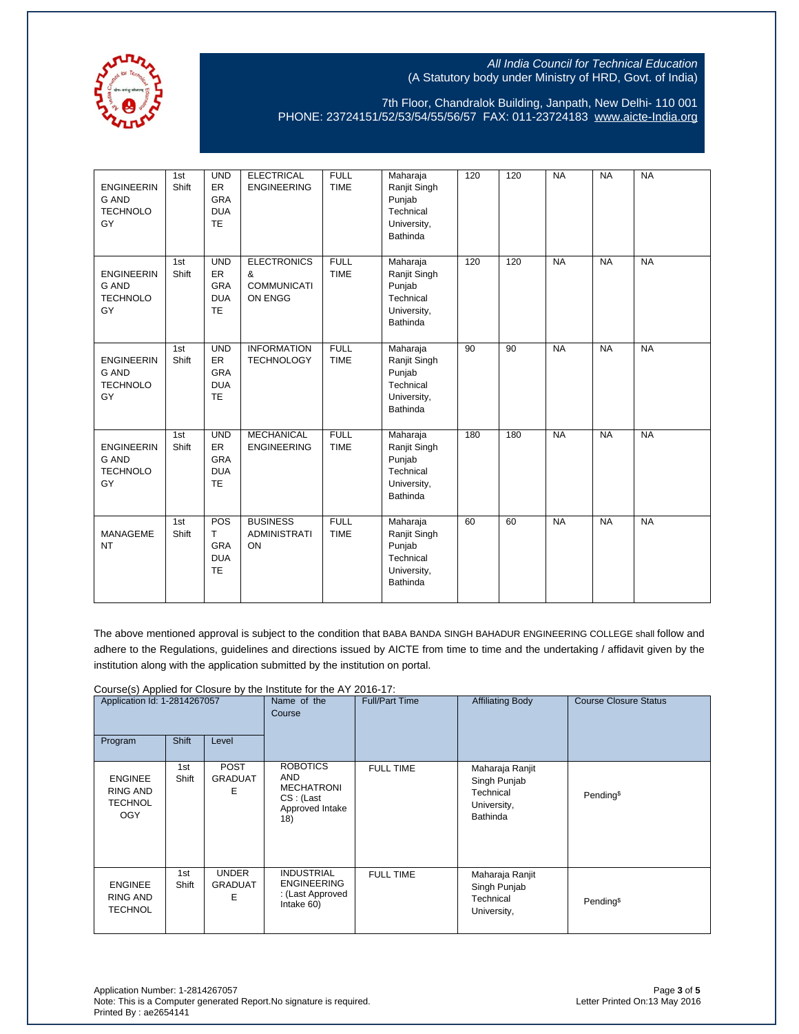All India Council for Technical Education
(A Statutory body under Ministry of HRD, Govt. of India)

7th Floor, Chandralok Building, Janpath, New Delhi- 110 001
PHONE: 23724151/52/53/54/55/56/57 FAX: 011-23724183 www.aicte-India.org

| | | | | | | | | | | |
|---|---|---|---|---|---|---|---|---|---|---|
| ENGINEERING AND TECHNOLOGY | 1st Shift | UNDER GRADUATE | ELECTRICAL ENGINEERING | FULL TIME | Maharaja Ranjit Singh Punjab Technical University, Bathinda | 120 | 120 | NA | NA | NA |
| ENGINEERING AND TECHNOLOGY | 1st Shift | UNDER GRADUATE | ELECTRONICS & COMMUNICATION ENGG | FULL TIME | Maharaja Ranjit Singh Punjab Technical University, Bathinda | 120 | 120 | NA | NA | NA |
| ENGINEERING AND TECHNOLOGY | 1st Shift | UNDER GRADUATE | INFORMATION TECHNOLOGY | FULL TIME | Maharaja Ranjit Singh Punjab Technical University, Bathinda | 90 | 90 | NA | NA | NA |
| ENGINEERING AND TECHNOLOGY | 1st Shift | UNDER GRADUATE | MECHANICAL ENGINEERING | FULL TIME | Maharaja Ranjit Singh Punjab Technical University, Bathinda | 180 | 180 | NA | NA | NA |
| MANAGEMENT | 1st Shift | POST GRADUATE | BUSINESS ADMINISTRATION | FULL TIME | Maharaja Ranjit Singh Punjab Technical University, Bathinda | 60 | 60 | NA | NA | NA |

The above mentioned approval is subject to the condition that BABA BANDA SINGH BAHADUR ENGINEERING COLLEGE shall follow and adhere to the Regulations, guidelines and directions issued by AICTE from time to time and the undertaking / affidavit given by the institution along with the application submitted by the institution on portal.

Course(s) Applied for Closure by the Institute for the AY 2016-17:

| Application Id: 1-2814267057 | | | Name of the Course | Full/Part Time | Affiliating Body | Course Closure Status |
|---|---|---|---|---|---|---|
| Program | Shift | Level | | | | |
| ENGINEERING AND TECHNOLOGY | 1st Shift | POST GRADUATE | ROBOTICS AND MECHATRONICS : (Last Approved Intake 18) | FULL TIME | Maharaja Ranjit Singh Punjab Technical University, Bathinda | Pending$ |
| ENGINEERING AND TECHNOL | 1st Shift | UNDER GRADUATE | INDUSTRIAL ENGINEERING : (Last Approved Intake 60) | FULL TIME | Maharaja Ranjit Singh Punjab Technical University, | Pending$ |

Application Number: 1-2814267057
Note: This is a Computer generated Report.No signature is required.
Printed By : ae2654141

Letter Printed On:13 May 2016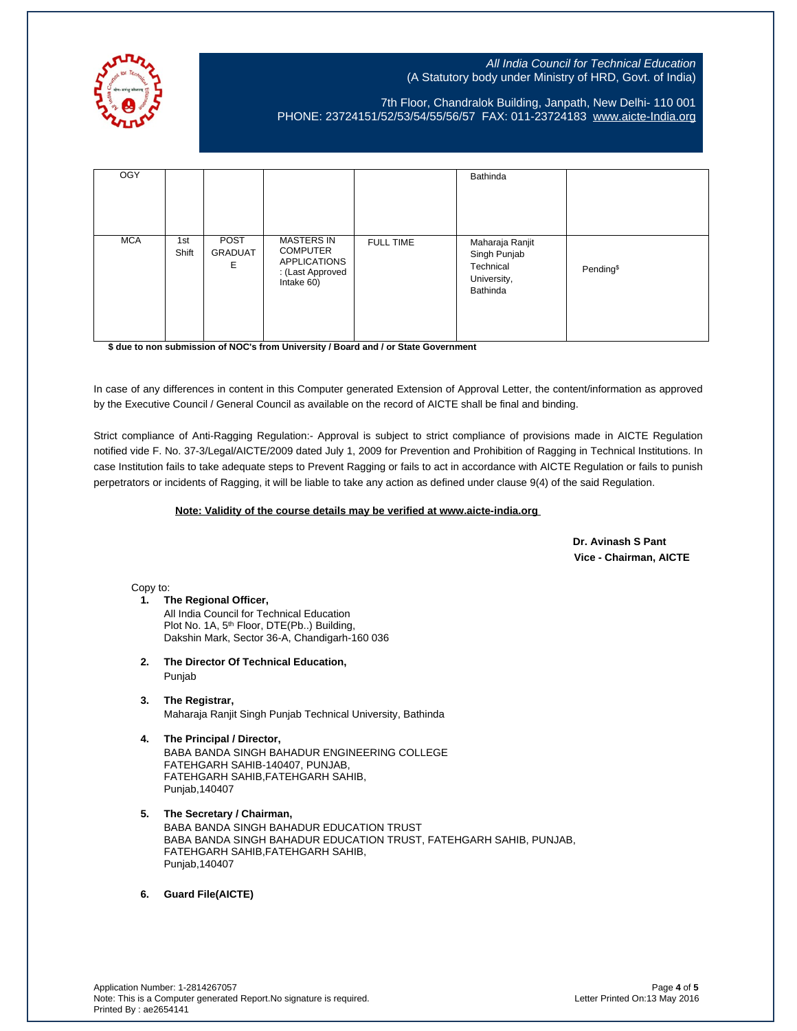| | | | | | | |
|---|---|---|---|---|---|---|
| OGY | | | | | Bathinda | |
| MCA | 1st Shift | POST GRADUATE | MASTERS IN COMPUTER APPLICATIONS : (Last Approved Intake 60) | FULL TIME | Maharaja Ranjit Singh Punjab Technical University, Bathinda | Pending$ |

**$ due to non submission of NOC's from University / Board and / or State Government**

In case of any differences in content in this Computer generated Extension of Approval Letter, the content/information as approved by the Executive Council / General Council as available on the record of AICTE shall be final and binding.

Strict compliance of Anti-Ragging Regulation:- Approval is subject to strict compliance of provisions made in AICTE Regulation notified vide F. No. 37-3/Legal/AICTE/2009 dated July 1, 2009 for Prevention and Prohibition of Ragging in Technical Institutions. In case Institution fails to take adequate steps to Prevent Ragging or fails to act in accordance with AICTE Regulation or fails to punish perpetrators or incidents of Ragging, it will be liable to take any action as defined under clause 9(4) of the said Regulation.

**Note: Validity of the course details may be verified at www.aicte-india.org**

**Dr. Avinash S Pant**
**Vice - Chairman, AICTE**

Copy to:

1. **The Regional Officer,**
   All India Council for Technical Education
   Plot No. 1A, 5th Floor, DTE(Pb..) Building,
   Dakshin Mark, Sector 36-A, Chandigarh-160 036

2. **The Director Of Technical Education,**
   Punjab

3. **The Registrar,**
   Maharaja Ranjit Singh Punjab Technical University, Bathinda

4. **The Principal / Director,**
   BABA BANDA SINGH BAHADUR ENGINEERING COLLEGE
   FATEHGARH SAHIB-140407, PUNJAB,
   FATEHGARH SAHIB,FATEHGARH SAHIB,
   Punjab,140407

5. **The Secretary / Chairman,**
   BABA BANDA SINGH BAHADUR EDUCATION TRUST
   BABA BANDA SINGH BAHADUR EDUCATION TRUST, FATEHGARH SAHIB, PUNJAB,
   FATEHGARH SAHIB,FATEHGARH SAHIB,
   Punjab,140407

6. **Guard File(AICTE)**

Application Number: 1-2814267057
Note: This is a Computer generated Report.No signature is required.
Printed By : ae2654141

Letter Printed On:13 May 2016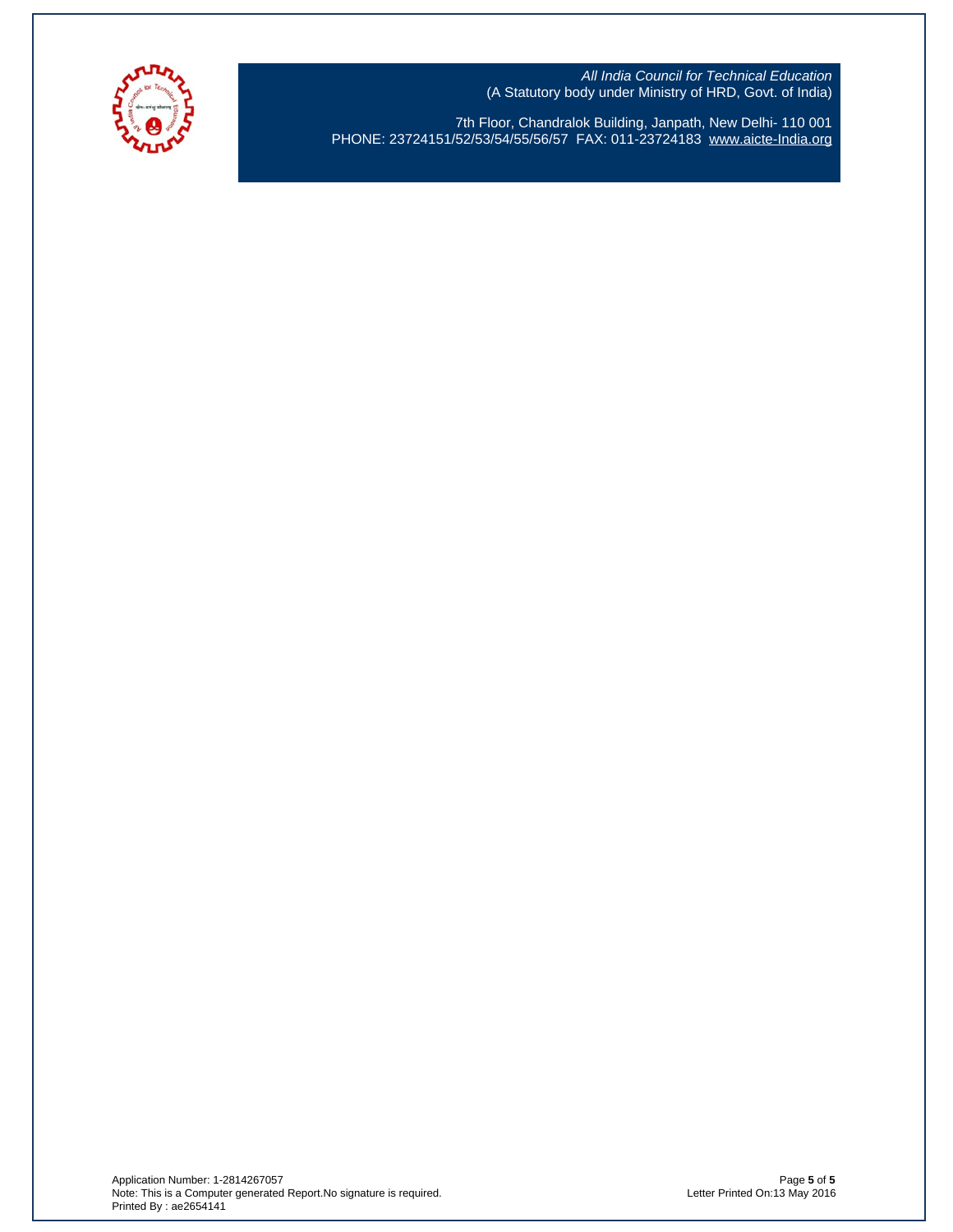*All India Council for Technical Education*
(A Statutory body under Ministry of HRD, Govt. of India)

7th Floor, Chandralok Building, Janpath, New Delhi- 110 001
PHONE: 23724151/52/53/54/55/56/57 FAX: 011-23724183 www.aicte-India.org

Application Number: 1-2814267057
Note: This is a Computer generated Report.No signature is required.
Printed By : ae2654141

Letter Printed On:13 May 2016